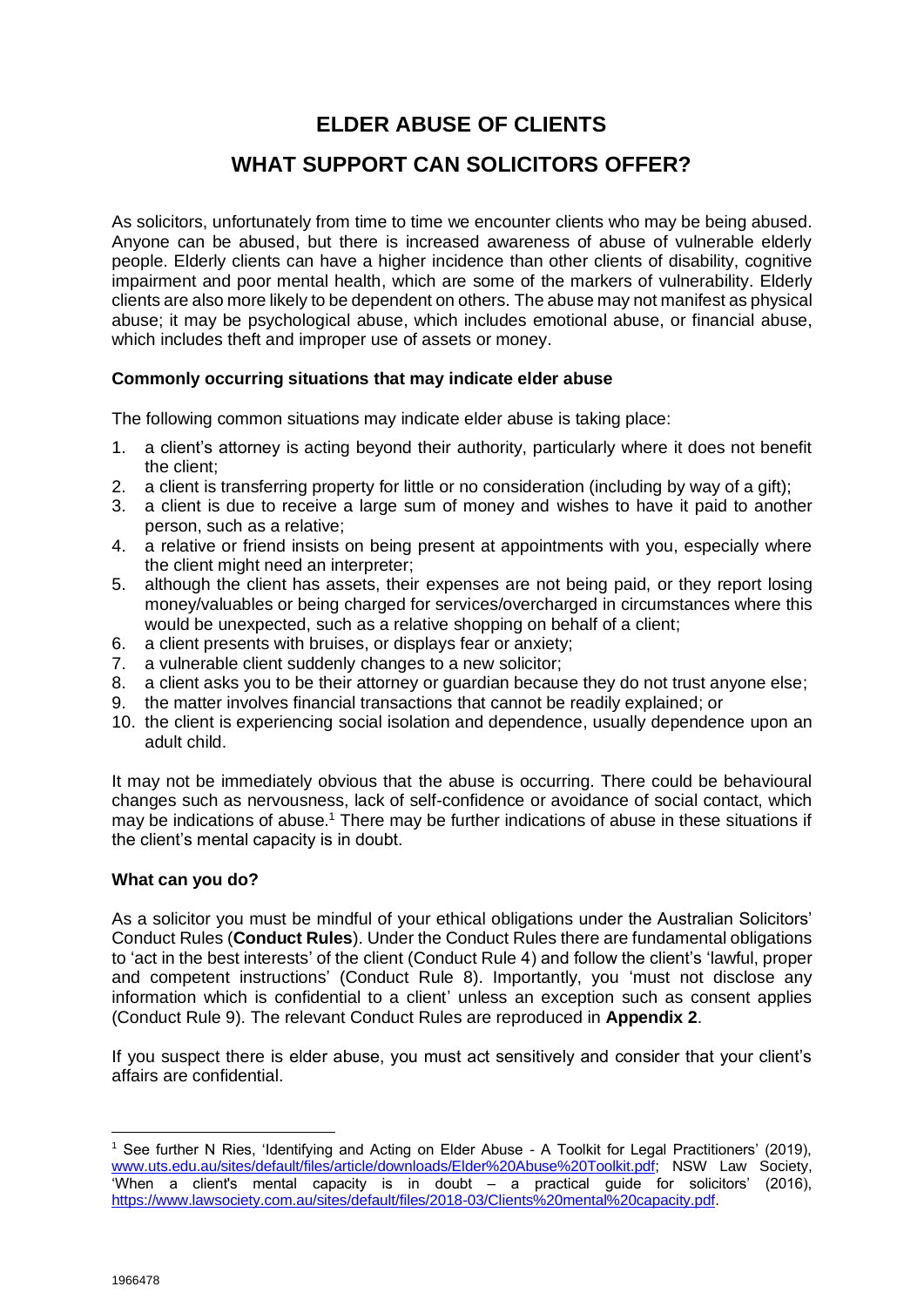# ELDER ABUSE OF CLIENTS

# WHAT SUPPORT CAN SOLICITORS OFFER?

As solicitors, unfortunately from time to time we encounter clients who may be being abused. Anyone can be abused, but there is increased awareness of abuse of vulnerable elderly people. Elderly clients can have a higher incidence than other clients of disability, cognitive impairment and poor mental health, which are some of the markers of vulnerability. Elderly clients are also more likely to be dependent on others. The abuse may not manifest as physical abuse; it may be psychological abuse, which includes emotional abuse, or financial abuse, which includes theft and improper use of assets or money.

**Commonly occurring situations that may indicate elder abuse**

The following common situations may indicate elder abuse is taking place:

1. a client's attorney is acting beyond their authority, particularly where it does not benefit the client;
2. a client is transferring property for little or no consideration (including by way of a gift);
3. a client is due to receive a large sum of money and wishes to have it paid to another person, such as a relative;
4. a relative or friend insists on being present at appointments with you, especially where the client might need an interpreter;
5. although the client has assets, their expenses are not being paid, or they report losing money/valuables or being charged for services/overcharged in circumstances where this would be unexpected, such as a relative shopping on behalf of a client;
6. a client presents with bruises, or displays fear or anxiety;
7. a vulnerable client suddenly changes to a new solicitor;
8. a client asks you to be their attorney or guardian because they do not trust anyone else;
9. the matter involves financial transactions that cannot be readily explained; or
10. the client is experiencing social isolation and dependence, usually dependence upon an adult child.

It may not be immediately obvious that the abuse is occurring. There could be behavioural changes such as nervousness, lack of self-confidence or avoidance of social contact, which may be indications of abuse.[1] There may be further indications of abuse in these situations if the client's mental capacity is in doubt.

**What can you do?**

As a solicitor you must be mindful of your ethical obligations under the Australian Solicitors' Conduct Rules (**Conduct Rules**). Under the Conduct Rules there are fundamental obligations to 'act in the best interests' of the client (Conduct Rule 4) and follow the client's 'lawful, proper and competent instructions' (Conduct Rule 8). Importantly, you 'must not disclose any information which is confidential to a client' unless an exception such as consent applies (Conduct Rule 9). The relevant Conduct Rules are reproduced in **Appendix 2**.

If you suspect there is elder abuse, you must act sensitively and consider that your client's affairs are confidential.

---

[1] See further N Ries, 'Identifying and Acting on Elder Abuse - A Toolkit for Legal Practitioners' (2019), www.uts.edu.au/sites/default/files/article/downloads/Elder%20Abuse%20Toolkit.pdf; NSW Law Society, 'When a client's mental capacity is in doubt – a practical guide for solicitors' (2016), https://www.lawsociety.com.au/sites/default/files/2018-03/Clients%20mental%20capacity.pdf.

1966478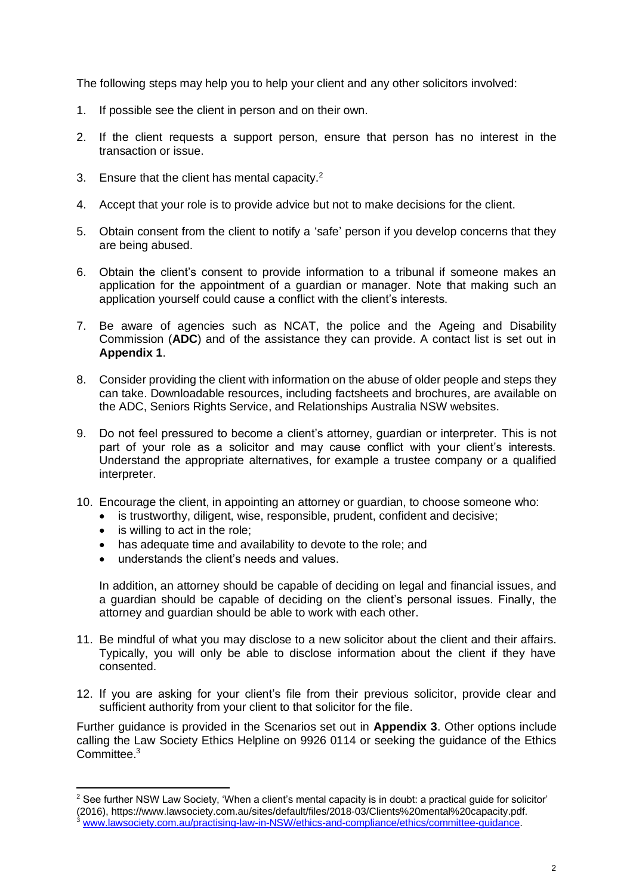The following steps may help you to help your client and any other solicitors involved:

1. If possible see the client in person and on their own.

2. If the client requests a support person, ensure that person has no interest in the transaction or issue.

3. Ensure that the client has mental capacity.[2]

4. Accept that your role is to provide advice but not to make decisions for the client.

5. Obtain consent from the client to notify a 'safe' person if you develop concerns that they are being abused.

6. Obtain the client's consent to provide information to a tribunal if someone makes an application for the appointment of a guardian or manager. Note that making such an application yourself could cause a conflict with the client's interests.

7. Be aware of agencies such as NCAT, the police and the Ageing and Disability Commission (**ADC**) and of the assistance they can provide. A contact list is set out in **Appendix 1**.

8. Consider providing the client with information on the abuse of older people and steps they can take. Downloadable resources, including factsheets and brochures, are available on the ADC, Seniors Rights Service, and Relationships Australia NSW websites.

9. Do not feel pressured to become a client's attorney, guardian or interpreter. This is not part of your role as a solicitor and may cause conflict with your client's interests. Understand the appropriate alternatives, for example a trustee company or a qualified interpreter.

10. Encourage the client, in appointing an attorney or guardian, to choose someone who:
    - is trustworthy, diligent, wise, responsible, prudent, confident and decisive;
    - is willing to act in the role;
    - has adequate time and availability to devote to the role; and
    - understands the client's needs and values.

    In addition, an attorney should be capable of deciding on legal and financial issues, and a guardian should be capable of deciding on the client's personal issues. Finally, the attorney and guardian should be able to work with each other.

11. Be mindful of what you may disclose to a new solicitor about the client and their affairs. Typically, you will only be able to disclose information about the client if they have consented.

12. If you are asking for your client's file from their previous solicitor, provide clear and sufficient authority from your client to that solicitor for the file.

Further guidance is provided in the Scenarios set out in **Appendix 3**. Other options include calling the Law Society Ethics Helpline on 9926 0114 or seeking the guidance of the Ethics Committee.[3]

---

[2] See further NSW Law Society, 'When a client's mental capacity is in doubt: a practical guide for solicitor' (2016), https://www.lawsociety.com.au/sites/default/files/2018-03/Clients%20mental%20capacity.pdf.

[3] www.lawsociety.com.au/practising-law-in-NSW/ethics-and-compliance/ethics/committee-guidance.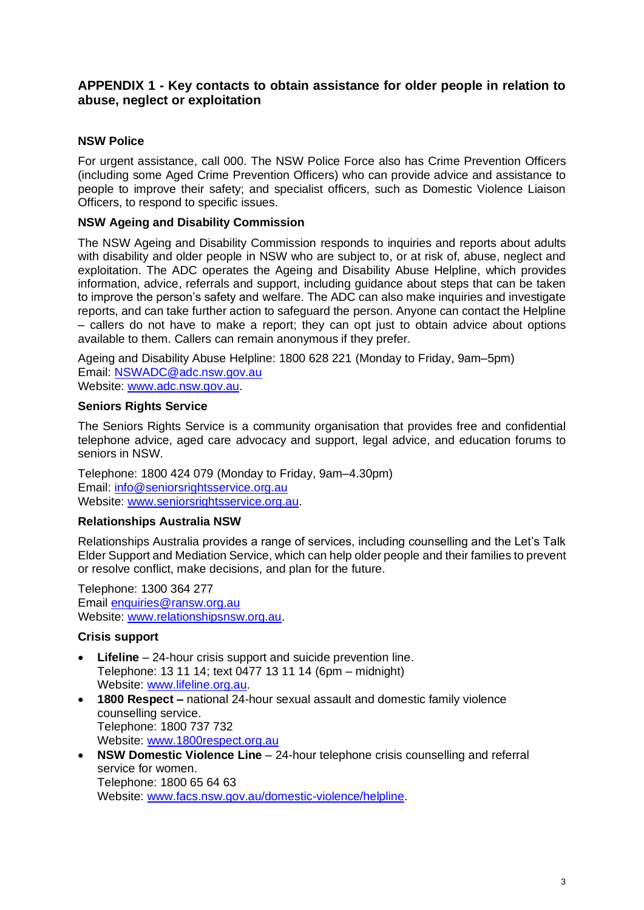## APPENDIX 1 - Key contacts to obtain assistance for older people in relation to abuse, neglect or exploitation

### NSW Police

For urgent assistance, call 000. The NSW Police Force also has Crime Prevention Officers (including some Aged Crime Prevention Officers) who can provide advice and assistance to people to improve their safety; and specialist officers, such as Domestic Violence Liaison Officers, to respond to specific issues.

### NSW Ageing and Disability Commission

The NSW Ageing and Disability Commission responds to inquiries and reports about adults with disability and older people in NSW who are subject to, or at risk of, abuse, neglect and exploitation. The ADC operates the Ageing and Disability Abuse Helpline, which provides information, advice, referrals and support, including guidance about steps that can be taken to improve the person's safety and welfare. The ADC can also make inquiries and investigate reports, and can take further action to safeguard the person. Anyone can contact the Helpline – callers do not have to make a report; they can opt just to obtain advice about options available to them. Callers can remain anonymous if they prefer.

Ageing and Disability Abuse Helpline: 1800 628 221 (Monday to Friday, 9am–5pm)
Email: NSWADC@adc.nsw.gov.au
Website: www.adc.nsw.gov.au.

### Seniors Rights Service

The Seniors Rights Service is a community organisation that provides free and confidential telephone advice, aged care advocacy and support, legal advice, and education forums to seniors in NSW.

Telephone: 1800 424 079 (Monday to Friday, 9am–4.30pm)
Email: info@seniorsrightsservice.org.au
Website: www.seniorsrightsservice.org.au.

### Relationships Australia NSW

Relationships Australia provides a range of services, including counselling and the Let's Talk Elder Support and Mediation Service, which can help older people and their families to prevent or resolve conflict, make decisions, and plan for the future.

Telephone: 1300 364 277
Email enquiries@ransw.org.au
Website: www.relationshipsnsw.org.au.

### Crisis support

- **Lifeline** – 24-hour crisis support and suicide prevention line.
  Telephone: 13 11 14; text 0477 13 11 14 (6pm – midnight)
  Website: www.lifeline.org.au.
- **1800 Respect –** national 24-hour sexual assault and domestic family violence counselling service.
  Telephone: 1800 737 732
  Website: www.1800respect.org.au
- **NSW Domestic Violence Line** – 24-hour telephone crisis counselling and referral service for women.
  Telephone: 1800 65 64 63
  Website: www.facs.nsw.gov.au/domestic-violence/helpline.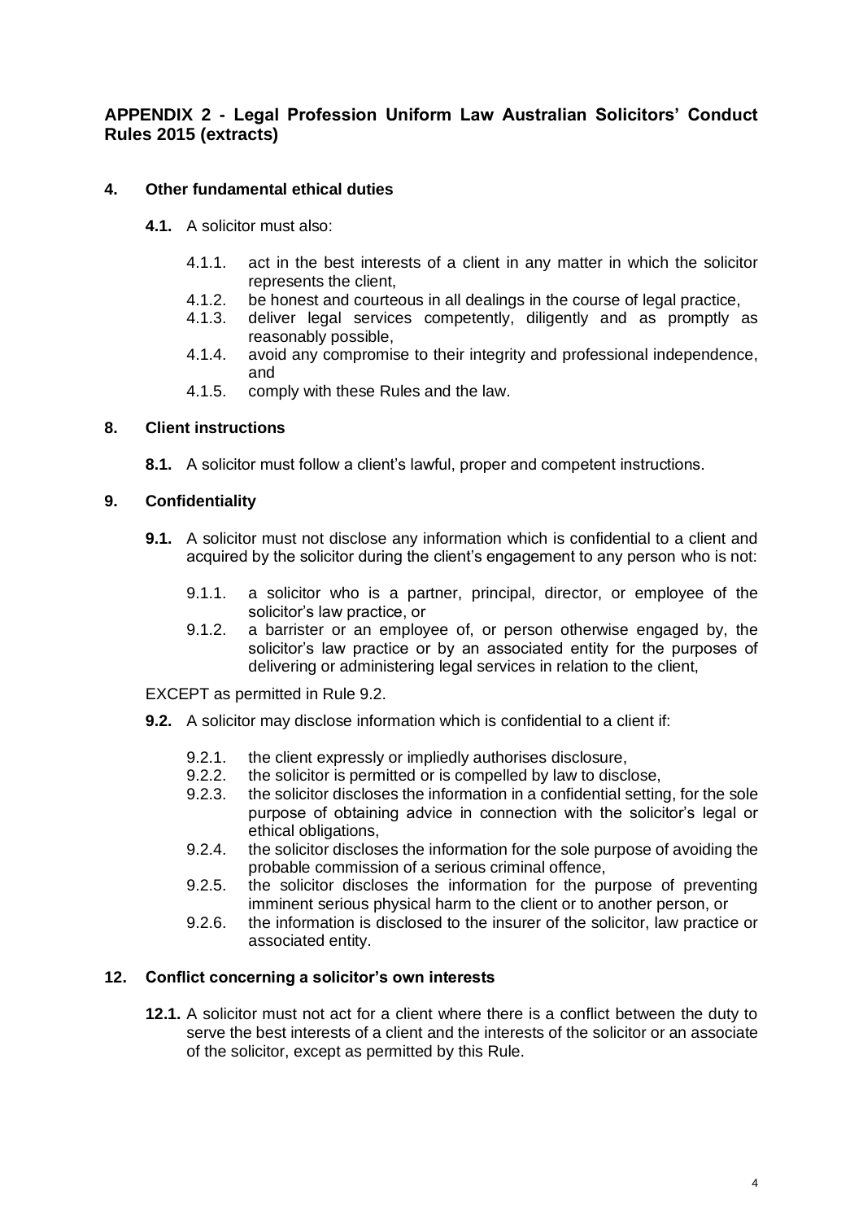## APPENDIX 2 - Legal Profession Uniform Law Australian Solicitors' Conduct Rules 2015 (extracts)

### 4. Other fundamental ethical duties

**4.1.** A solicitor must also:

4.1.1. act in the best interests of a client in any matter in which the solicitor represents the client,

4.1.2. be honest and courteous in all dealings in the course of legal practice,

4.1.3. deliver legal services competently, diligently and as promptly as reasonably possible,

4.1.4. avoid any compromise to their integrity and professional independence, and

4.1.5. comply with these Rules and the law.

### 8. Client instructions

**8.1.** A solicitor must follow a client's lawful, proper and competent instructions.

### 9. Confidentiality

**9.1.** A solicitor must not disclose any information which is confidential to a client and acquired by the solicitor during the client's engagement to any person who is not:

9.1.1. a solicitor who is a partner, principal, director, or employee of the solicitor's law practice, or

9.1.2. a barrister or an employee of, or person otherwise engaged by, the solicitor's law practice or by an associated entity for the purposes of delivering or administering legal services in relation to the client,

EXCEPT as permitted in Rule 9.2.

**9.2.** A solicitor may disclose information which is confidential to a client if:

9.2.1. the client expressly or impliedly authorises disclosure,

9.2.2. the solicitor is permitted or is compelled by law to disclose,

9.2.3. the solicitor discloses the information in a confidential setting, for the sole purpose of obtaining advice in connection with the solicitor's legal or ethical obligations,

9.2.4. the solicitor discloses the information for the sole purpose of avoiding the probable commission of a serious criminal offence,

9.2.5. the solicitor discloses the information for the purpose of preventing imminent serious physical harm to the client or to another person, or

9.2.6. the information is disclosed to the insurer of the solicitor, law practice or associated entity.

### 12. Conflict concerning a solicitor's own interests

**12.1.** A solicitor must not act for a client where there is a conflict between the duty to serve the best interests of a client and the interests of the solicitor or an associate of the solicitor, except as permitted by this Rule.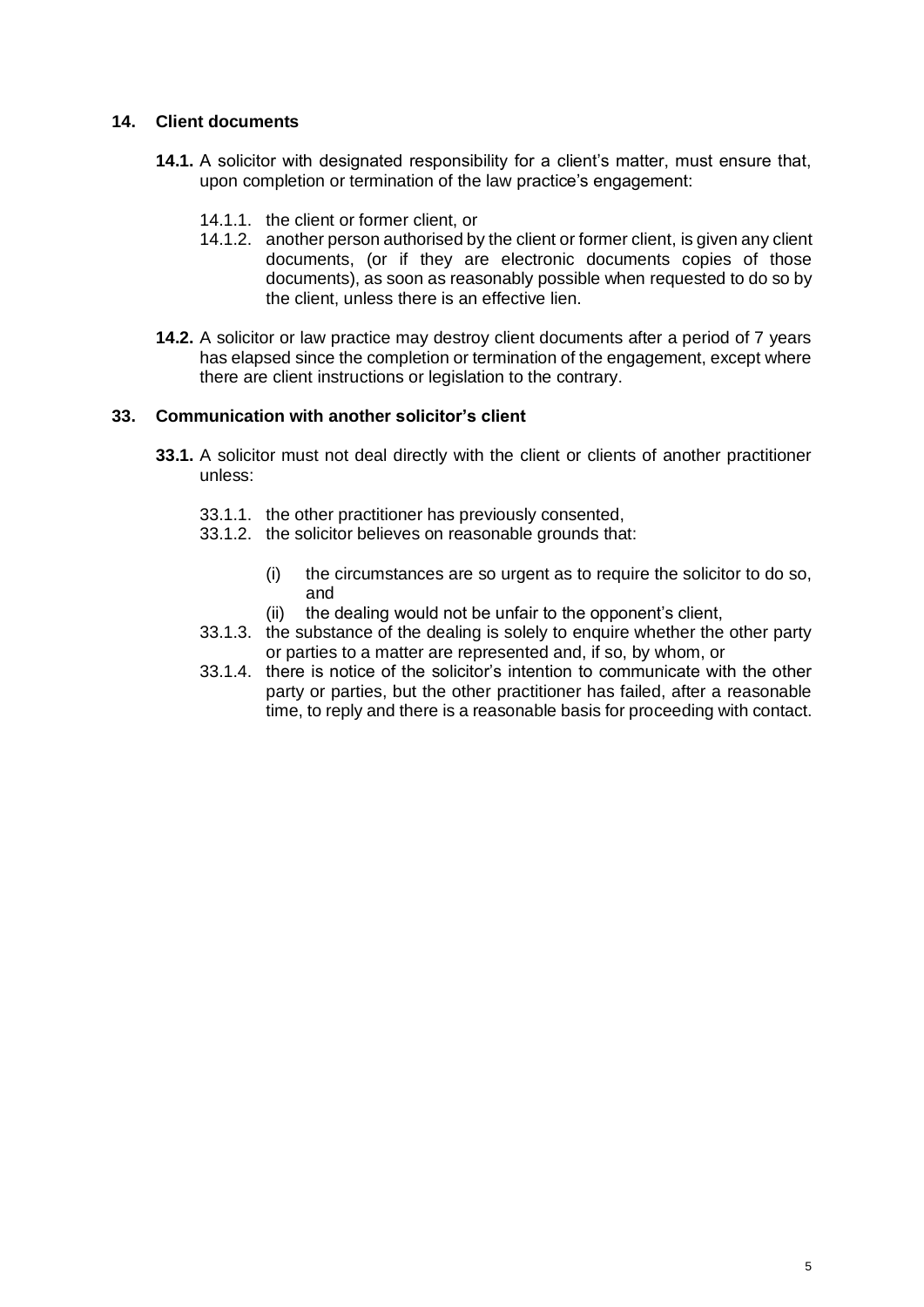## 14. Client documents

**14.1.** A solicitor with designated responsibility for a client's matter, must ensure that, upon completion or termination of the law practice's engagement:

- 14.1.1. the client or former client, or
- 14.1.2. another person authorised by the client or former client, is given any client documents, (or if they are electronic documents copies of those documents), as soon as reasonably possible when requested to do so by the client, unless there is an effective lien.

**14.2.** A solicitor or law practice may destroy client documents after a period of 7 years has elapsed since the completion or termination of the engagement, except where there are client instructions or legislation to the contrary.

## 33. Communication with another solicitor's client

**33.1.** A solicitor must not deal directly with the client or clients of another practitioner unless:

- 33.1.1. the other practitioner has previously consented,
- 33.1.2. the solicitor believes on reasonable grounds that:
  - (i) the circumstances are so urgent as to require the solicitor to do so, and
  - (ii) the dealing would not be unfair to the opponent's client,
- 33.1.3. the substance of the dealing is solely to enquire whether the other party or parties to a matter are represented and, if so, by whom, or
- 33.1.4. there is notice of the solicitor's intention to communicate with the other party or parties, but the other practitioner has failed, after a reasonable time, to reply and there is a reasonable basis for proceeding with contact.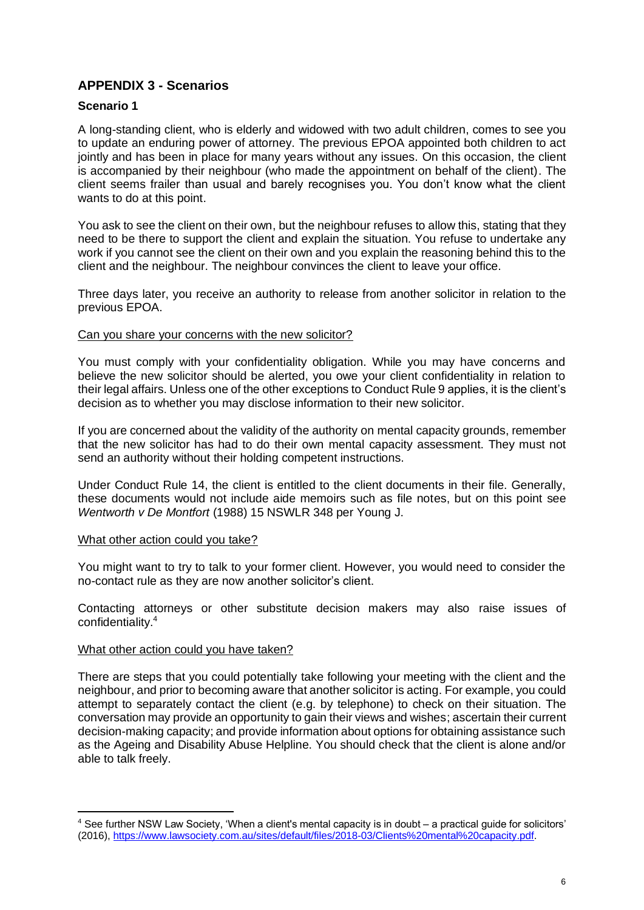## APPENDIX 3 - Scenarios

### Scenario 1

A long-standing client, who is elderly and widowed with two adult children, comes to see you to update an enduring power of attorney. The previous EPOA appointed both children to act jointly and has been in place for many years without any issues. On this occasion, the client is accompanied by their neighbour (who made the appointment on behalf of the client). The client seems frailer than usual and barely recognises you. You don't know what the client wants to do at this point.

You ask to see the client on their own, but the neighbour refuses to allow this, stating that they need to be there to support the client and explain the situation. You refuse to undertake any work if you cannot see the client on their own and you explain the reasoning behind this to the client and the neighbour. The neighbour convinces the client to leave your office.

Three days later, you receive an authority to release from another solicitor in relation to the previous EPOA.

<u>Can you share your concerns with the new solicitor?</u>

You must comply with your confidentiality obligation. While you may have concerns and believe the new solicitor should be alerted, you owe your client confidentiality in relation to their legal affairs. Unless one of the other exceptions to Conduct Rule 9 applies, it is the client's decision as to whether you may disclose information to their new solicitor.

If you are concerned about the validity of the authority on mental capacity grounds, remember that the new solicitor has had to do their own mental capacity assessment. They must not send an authority without their holding competent instructions.

Under Conduct Rule 14, the client is entitled to the client documents in their file. Generally, these documents would not include aide memoirs such as file notes, but on this point see *Wentworth v De Montfort* (1988) 15 NSWLR 348 per Young J.

<u>What other action could you take?</u>

You might want to try to talk to your former client. However, you would need to consider the no-contact rule as they are now another solicitor's client.

Contacting attorneys or other substitute decision makers may also raise issues of confidentiality.[4]

<u>What other action could you have taken?</u>

There are steps that you could potentially take following your meeting with the client and the neighbour, and prior to becoming aware that another solicitor is acting. For example, you could attempt to separately contact the client (e.g. by telephone) to check on their situation. The conversation may provide an opportunity to gain their views and wishes; ascertain their current decision-making capacity; and provide information about options for obtaining assistance such as the Ageing and Disability Abuse Helpline. You should check that the client is alone and/or able to talk freely.

---

[4] See further NSW Law Society, 'When a client's mental capacity is in doubt – a practical guide for solicitors' (2016), https://www.lawsociety.com.au/sites/default/files/2018-03/Clients%20mental%20capacity.pdf.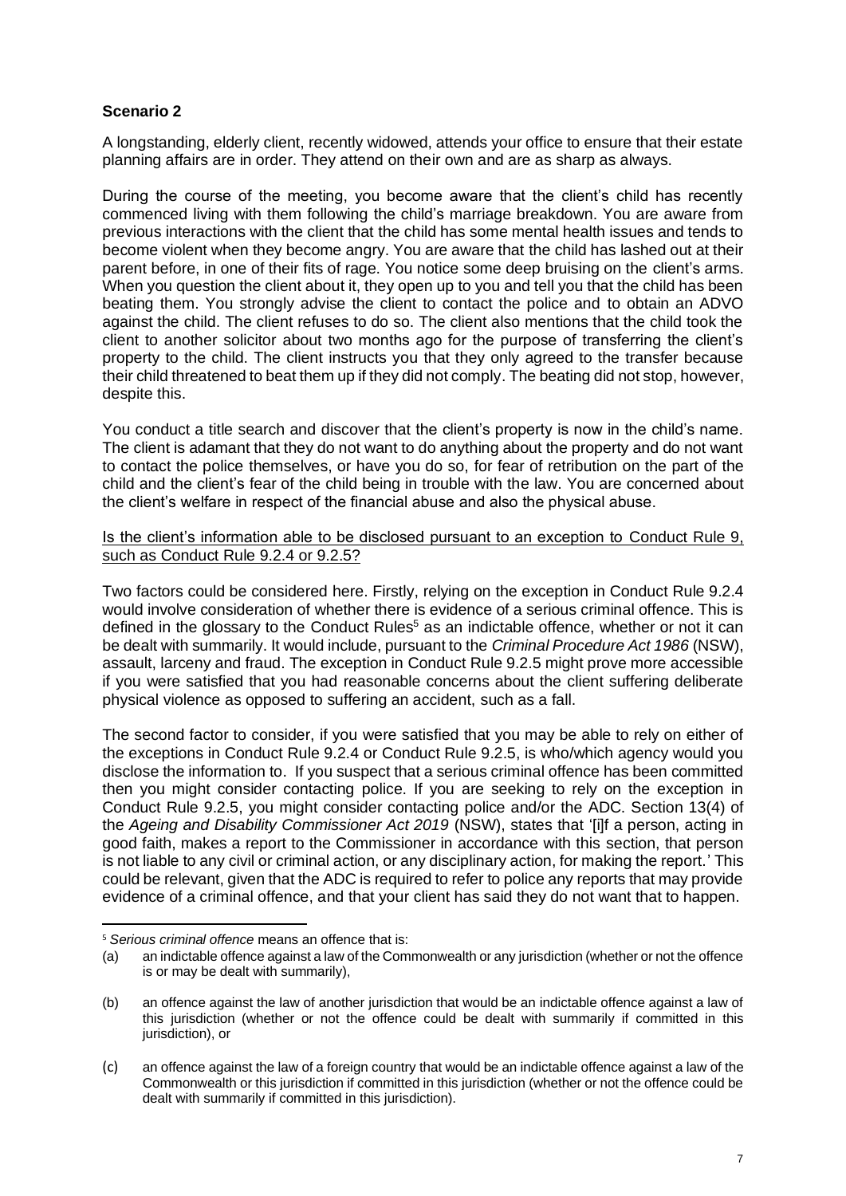## Scenario 2

A longstanding, elderly client, recently widowed, attends your office to ensure that their estate planning affairs are in order. They attend on their own and are as sharp as always.

During the course of the meeting, you become aware that the client's child has recently commenced living with them following the child's marriage breakdown. You are aware from previous interactions with the client that the child has some mental health issues and tends to become violent when they become angry. You are aware that the child has lashed out at their parent before, in one of their fits of rage. You notice some deep bruising on the client's arms. When you question the client about it, they open up to you and tell you that the child has been beating them. You strongly advise the client to contact the police and to obtain an ADVO against the child. The client refuses to do so. The client also mentions that the child took the client to another solicitor about two months ago for the purpose of transferring the client's property to the child. The client instructs you that they only agreed to the transfer because their child threatened to beat them up if they did not comply. The beating did not stop, however, despite this.

You conduct a title search and discover that the client's property is now in the child's name. The client is adamant that they do not want to do anything about the property and do not want to contact the police themselves, or have you do so, for fear of retribution on the part of the child and the client's fear of the child being in trouble with the law. You are concerned about the client's welfare in respect of the financial abuse and also the physical abuse.

<u>Is the client's information able to be disclosed pursuant to an exception to Conduct Rule 9, such as Conduct Rule 9.2.4 or 9.2.5?</u>

Two factors could be considered here. Firstly, relying on the exception in Conduct Rule 9.2.4 would involve consideration of whether there is evidence of a serious criminal offence. This is defined in the glossary to the Conduct Rules[5] as an indictable offence, whether or not it can be dealt with summarily. It would include, pursuant to the *Criminal Procedure Act 1986* (NSW), assault, larceny and fraud. The exception in Conduct Rule 9.2.5 might prove more accessible if you were satisfied that you had reasonable concerns about the client suffering deliberate physical violence as opposed to suffering an accident, such as a fall.

The second factor to consider, if you were satisfied that you may be able to rely on either of the exceptions in Conduct Rule 9.2.4 or Conduct Rule 9.2.5, is who/which agency would you disclose the information to. If you suspect that a serious criminal offence has been committed then you might consider contacting police. If you are seeking to rely on the exception in Conduct Rule 9.2.5, you might consider contacting police and/or the ADC. Section 13(4) of the *Ageing and Disability Commissioner Act 2019* (NSW), states that '[i]f a person, acting in good faith, makes a report to the Commissioner in accordance with this section, that person is not liable to any civil or criminal action, or any disciplinary action, for making the report.' This could be relevant, given that the ADC is required to refer to police any reports that may provide evidence of a criminal offence, and that your client has said they do not want that to happen.

---

[5] *Serious criminal offence* means an offence that is:

(a) an indictable offence against a law of the Commonwealth or any jurisdiction (whether or not the offence is or may be dealt with summarily),

(b) an offence against the law of another jurisdiction that would be an indictable offence against a law of this jurisdiction (whether or not the offence could be dealt with summarily if committed in this jurisdiction), or

(c) an offence against the law of a foreign country that would be an indictable offence against a law of the Commonwealth or this jurisdiction if committed in this jurisdiction (whether or not the offence could be dealt with summarily if committed in this jurisdiction).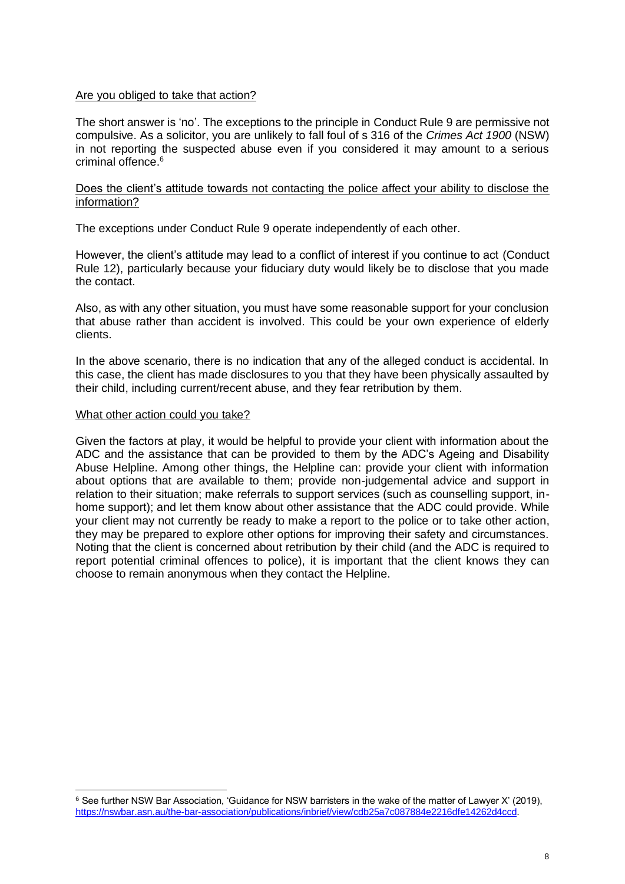Are you obliged to take that action?

The short answer is 'no'. The exceptions to the principle in Conduct Rule 9 are permissive not compulsive. As a solicitor, you are unlikely to fall foul of s 316 of the *Crimes Act 1900* (NSW) in not reporting the suspected abuse even if you considered it may amount to a serious criminal offence.[6]

Does the client's attitude towards not contacting the police affect your ability to disclose the information?

The exceptions under Conduct Rule 9 operate independently of each other.

However, the client's attitude may lead to a conflict of interest if you continue to act (Conduct Rule 12), particularly because your fiduciary duty would likely be to disclose that you made the contact.

Also, as with any other situation, you must have some reasonable support for your conclusion that abuse rather than accident is involved. This could be your own experience of elderly clients.

In the above scenario, there is no indication that any of the alleged conduct is accidental. In this case, the client has made disclosures to you that they have been physically assaulted by their child, including current/recent abuse, and they fear retribution by them.

What other action could you take?

Given the factors at play, it would be helpful to provide your client with information about the ADC and the assistance that can be provided to them by the ADC's Ageing and Disability Abuse Helpline. Among other things, the Helpline can: provide your client with information about options that are available to them; provide non-judgemental advice and support in relation to their situation; make referrals to support services (such as counselling support, in-home support); and let them know about other assistance that the ADC could provide. While your client may not currently be ready to make a report to the police or to take other action, they may be prepared to explore other options for improving their safety and circumstances. Noting that the client is concerned about retribution by their child (and the ADC is required to report potential criminal offences to police), it is important that the client knows they can choose to remain anonymous when they contact the Helpline.

---

[6] See further NSW Bar Association, 'Guidance for NSW barristers in the wake of the matter of Lawyer X' (2019), https://nswbar.asn.au/the-bar-association/publications/inbrief/view/cdb25a7c087884e2216dfe14262d4ccd.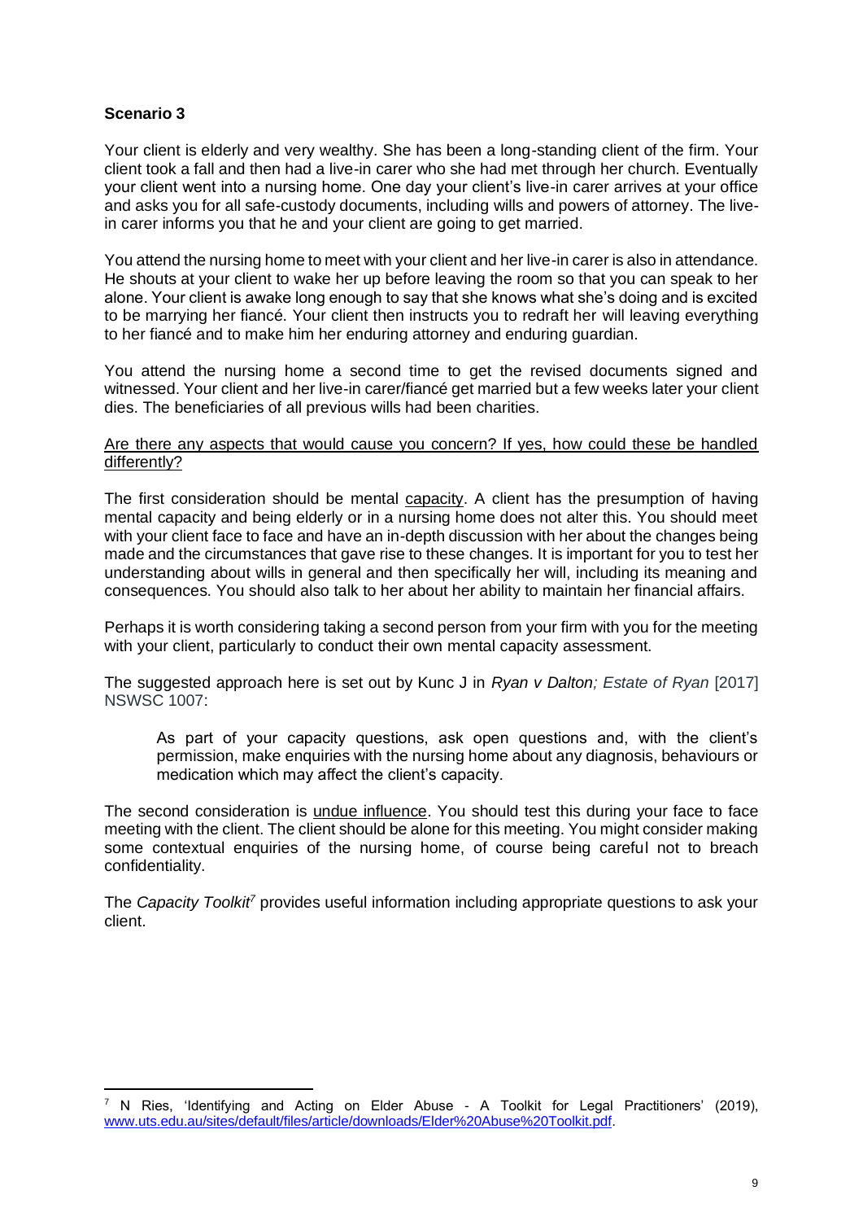**Scenario 3**

Your client is elderly and very wealthy. She has been a long-standing client of the firm. Your client took a fall and then had a live-in carer who she had met through her church. Eventually your client went into a nursing home. One day your client's live-in carer arrives at your office and asks you for all safe-custody documents, including wills and powers of attorney. The live-in carer informs you that he and your client are going to get married.

You attend the nursing home to meet with your client and her live-in carer is also in attendance. He shouts at your client to wake her up before leaving the room so that you can speak to her alone. Your client is awake long enough to say that she knows what she's doing and is excited to be marrying her fiancé. Your client then instructs you to redraft her will leaving everything to her fiancé and to make him her enduring attorney and enduring guardian.

You attend the nursing home a second time to get the revised documents signed and witnessed. Your client and her live-in carer/fiancé get married but a few weeks later your client dies. The beneficiaries of all previous wills had been charities.

<u>Are there any aspects that would cause you concern? If yes, how could these be handled differently?</u>

The first consideration should be mental <u>capacity</u>. A client has the presumption of having mental capacity and being elderly or in a nursing home does not alter this. You should meet with your client face to face and have an in-depth discussion with her about the changes being made and the circumstances that gave rise to these changes. It is important for you to test her understanding about wills in general and then specifically her will, including its meaning and consequences. You should also talk to her about her ability to maintain her financial affairs.

Perhaps it is worth considering taking a second person from your firm with you for the meeting with your client, particularly to conduct their own mental capacity assessment.

The suggested approach here is set out by Kunc J in *Ryan v Dalton; Estate of Ryan* [2017] NSWSC 1007:

> As part of your capacity questions, ask open questions and, with the client's permission, make enquiries with the nursing home about any diagnosis, behaviours or medication which may affect the client's capacity.

The second consideration is <u>undue influence</u>. You should test this during your face to face meeting with the client. The client should be alone for this meeting. You might consider making some contextual enquiries of the nursing home, of course being careful not to breach confidentiality.

The *Capacity Toolkit*[7] provides useful information including appropriate questions to ask your client.

---

[7] N Ries, 'Identifying and Acting on Elder Abuse - A Toolkit for Legal Practitioners' (2019), www.uts.edu.au/sites/default/files/article/downloads/Elder%20Abuse%20Toolkit.pdf.